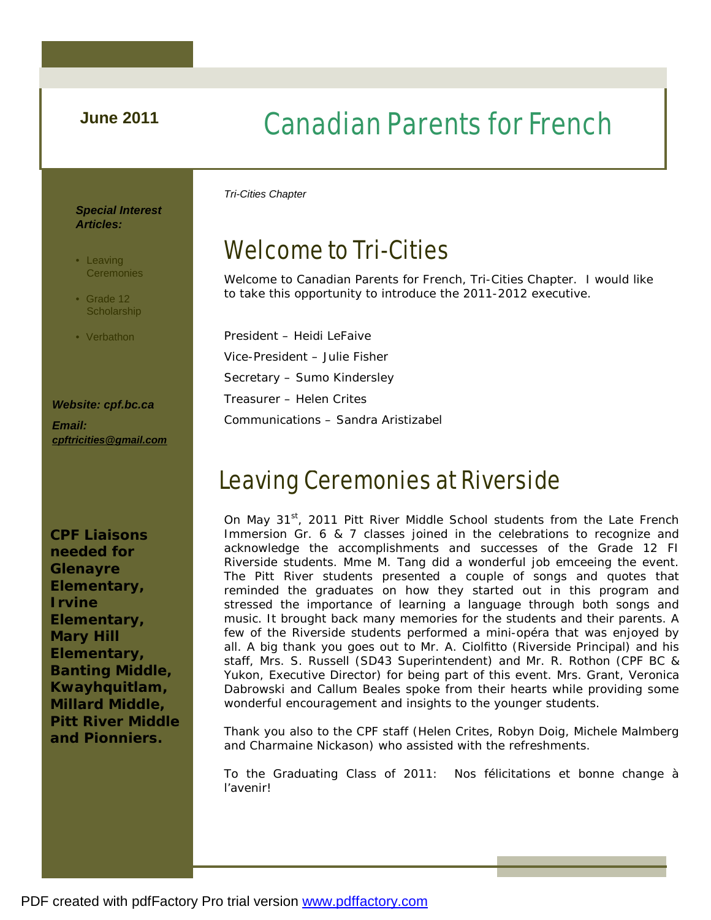**June 2011**

# Canadian Parents for French

*Tri-Cities Chapter*

***Special Interest Articles:***

- Leaving Ceremonies
- Grade 12 Scholarship
- Verbathon

***Website: cpf.bc.ca***

***Email: cpftricities@gmail.com***

**CPF Liaisons needed for Glenayre Elementary, Irvine Elementary, Mary Hill Elementary, Banting Middle, Kwayhquitlam, Millard Middle, Pitt River Middle and Pionniers.**

## Welcome to Tri-Cities

Welcome to Canadian Parents for French, Tri-Cities Chapter. I would like to take this opportunity to introduce the 2011-2012 executive.

President – Heidi LeFaive

Vice-President – Julie Fisher

Secretary – Sumo Kindersley

Treasurer – Helen Crites

Communications – Sandra Aristizabel

## Leaving Ceremonies at Riverside

On May 31st, 2011 Pitt River Middle School students from the Late French Immersion Gr. 6 & 7 classes joined in the celebrations to recognize and acknowledge the accomplishments and successes of the Grade 12 FI Riverside students. Mme M. Tang did a wonderful job emceeing the event. The Pitt River students presented a couple of songs and quotes that reminded the graduates on how they started out in this program and stressed the importance of learning a language through both songs and music. It brought back many memories for the students and their parents. A few of the Riverside students performed a mini-opéra that was enjoyed by all. A big thank you goes out to Mr. A. Ciolfitto (Riverside Principal) and his staff, Mrs. S. Russell (SD43 Superintendent) and Mr. R. Rothon (CPF BC & Yukon, Executive Director) for being part of this event. Mrs. Grant, Veronica Dabrowski and Callum Beales spoke from their hearts while providing some wonderful encouragement and insights to the younger students.

Thank you also to the CPF staff (Helen Crites, Robyn Doig, Michele Malmberg and Charmaine Nickason) who assisted with the refreshments.

To the Graduating Class of 2011: Nos félicitations et bonne change à l'avenir!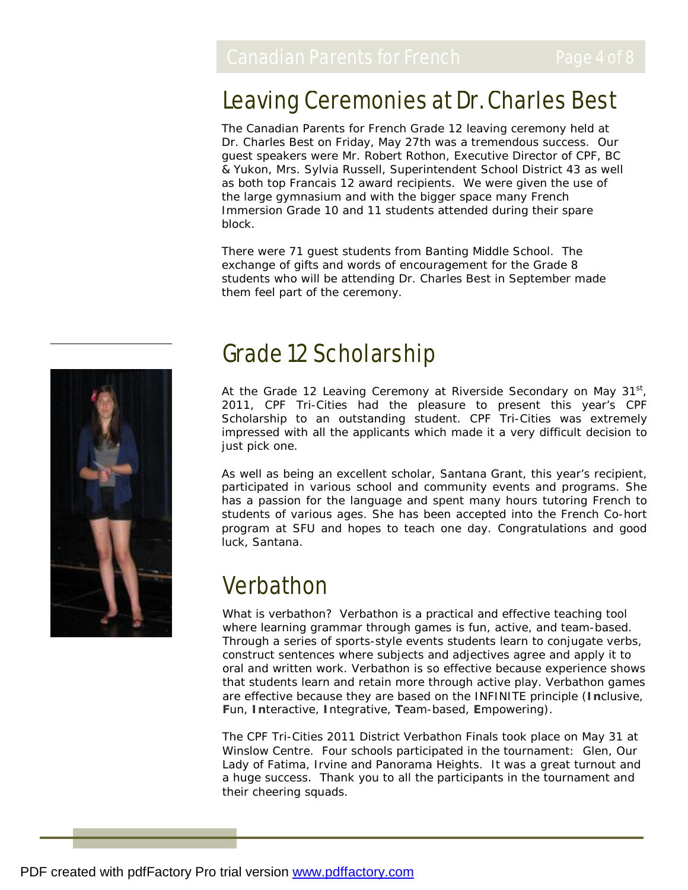## Leaving Ceremonies at Dr. Charles Best

The Canadian Parents for French Grade 12 leaving ceremony held at Dr. Charles Best on Friday, May 27th was a tremendous success. Our guest speakers were Mr. Robert Rothon, Executive Director of CPF, BC & Yukon, Mrs. Sylvia Russell, Superintendent School District 43 as well as both top Francais 12 award recipients. We were given the use of the large gymnasium and with the bigger space many French Immersion Grade 10 and 11 students attended during their spare block.

There were 71 guest students from Banting Middle School. The exchange of gifts and words of encouragement for the Grade 8 students who will be attending Dr. Charles Best in September made them feel part of the ceremony.

## Grade 12 Scholarship

At the Grade 12 Leaving Ceremony at Riverside Secondary on May 31st, 2011, CPF Tri-Cities had the pleasure to present this year's CPF Scholarship to an outstanding student. CPF Tri-Cities was extremely impressed with all the applicants which made it a very difficult decision to just pick one.

As well as being an excellent scholar, Santana Grant, this year's recipient, participated in various school and community events and programs. She has a passion for the language and spent many hours tutoring French to students of various ages. She has been accepted into the French Co-hort program at SFU and hopes to teach one day. Congratulations and good luck, Santana.

## Verbathon

What is verbathon? Verbathon is a practical and effective teaching tool where learning grammar through games is fun, active, and team-based. Through a series of sports-style events students learn to conjugate verbs, construct sentences where subjects and adjectives agree and apply it to oral and written work. Verbathon is so effective because experience shows that students learn and retain more through active play. Verbathon games are effective because they are based on the INFINITE principle (**In**clusive, **F**un, **In**teractive, **I**ntegrative, **T**eam-based, **E**mpowering).

The CPF Tri-Cities 2011 District Verbathon Finals took place on May 31 at Winslow Centre. Four schools participated in the tournament: Glen, Our Lady of Fatima, Irvine and Panorama Heights. It was a great turnout and a huge success. Thank you to all the participants in the tournament and their cheering squads.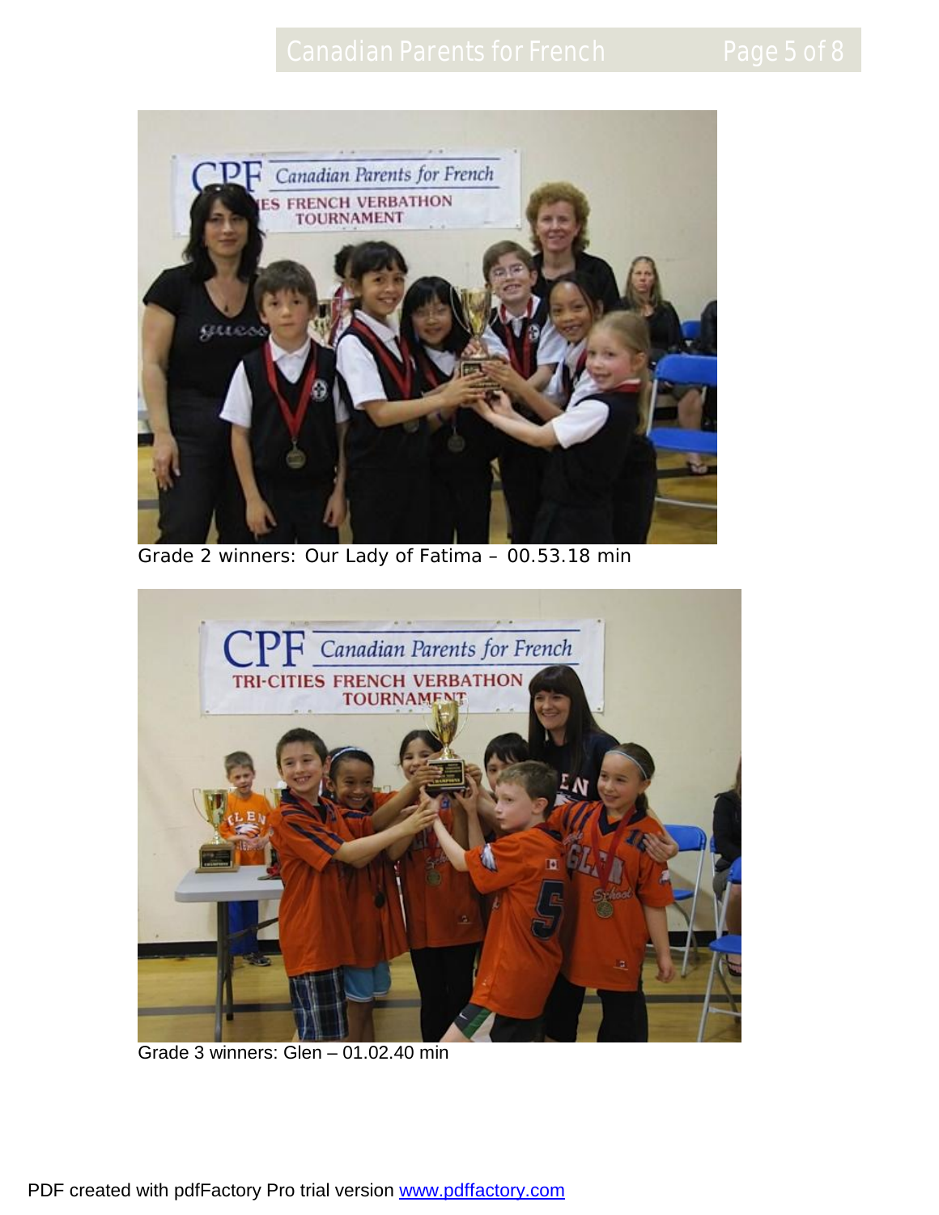Grade 2 winners: Our Lady of Fatima – 00.53.18 min

Grade 3 winners: Glen – 01.02.40 min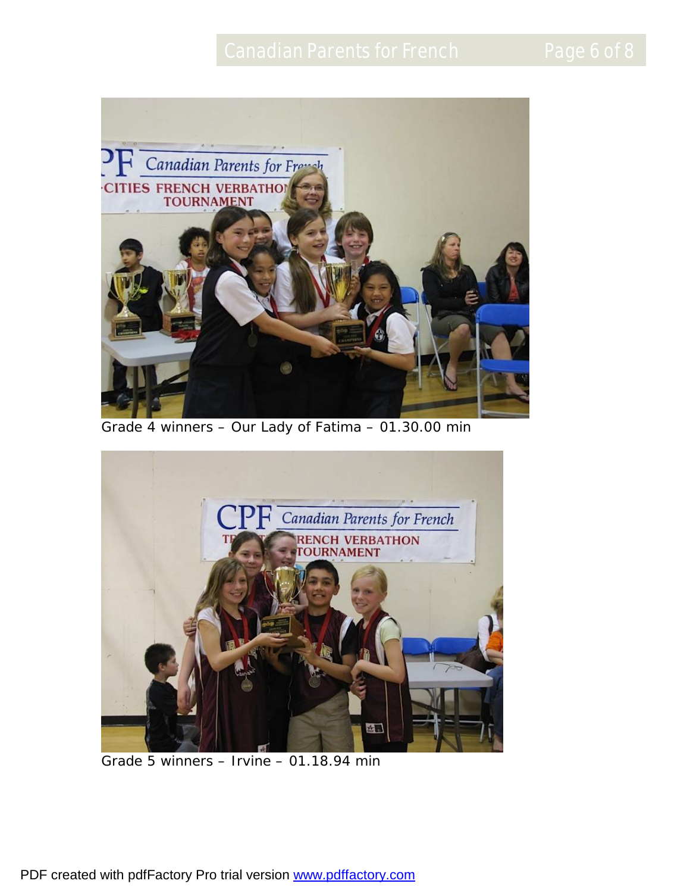Grade 4 winners – Our Lady of Fatima – 01.30.00 min

Grade 5 winners – Irvine – 01.18.94 min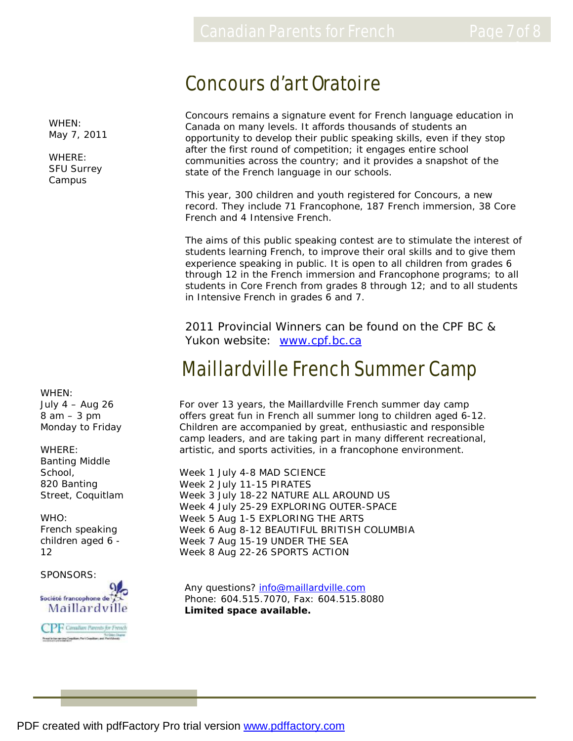## Concours d'art Oratoire

WHEN:
May 7, 2011

WHERE:
SFU Surrey Campus

Concours remains a signature event for French language education in Canada on many levels. It affords thousands of students an opportunity to develop their public speaking skills, even if they stop after the first round of competition; it engages entire school communities across the country; and it provides a snapshot of the state of the French language in our schools.

This year, 300 children and youth registered for Concours, a new record. They include 71 Francophone, 187 French immersion, 38 Core French and 4 Intensive French.

The aims of this public speaking contest are to stimulate the interest of students learning French, to improve their oral skills and to give them experience speaking in public. It is open to all children from grades 6 through 12 in the French immersion and Francophone programs; to all students in Core French from grades 8 through 12; and to all students in Intensive French in grades 6 and 7.

2011 Provincial Winners can be found on the CPF BC & Yukon website: www.cpf.bc.ca

## Maillardville French Summer Camp

WHEN:
July 4 – Aug 26
8 am – 3 pm
Monday to Friday

WHERE:
Banting Middle School,
820 Banting Street, Coquitlam

WHO:
French speaking children aged 6 - 12

SPONSORS:
Société francophone de Maillardville
CPF Canadian Parents for French

For over 13 years, the Maillardville French summer day camp offers great fun in French all summer long to children aged 6-12. Children are accompanied by great, enthusiastic and responsible camp leaders, and are taking part in many different recreational, artistic, and sports activities, in a francophone environment.

Week 1 July 4-8 MAD SCIENCE
Week 2 July 11-15 PIRATES
Week 3 July 18-22 NATURE ALL AROUND US
Week 4 July 25-29 EXPLORING OUTER-SPACE
Week 5 Aug 1-5 EXPLORING THE ARTS
Week 6 Aug 8-12 BEAUTIFUL BRITISH COLUMBIA
Week 7 Aug 15-19 UNDER THE SEA
Week 8 Aug 22-26 SPORTS ACTION

Any questions? info@maillardville.com
Phone: 604.515.7070, Fax: 604.515.8080
**Limited space available.**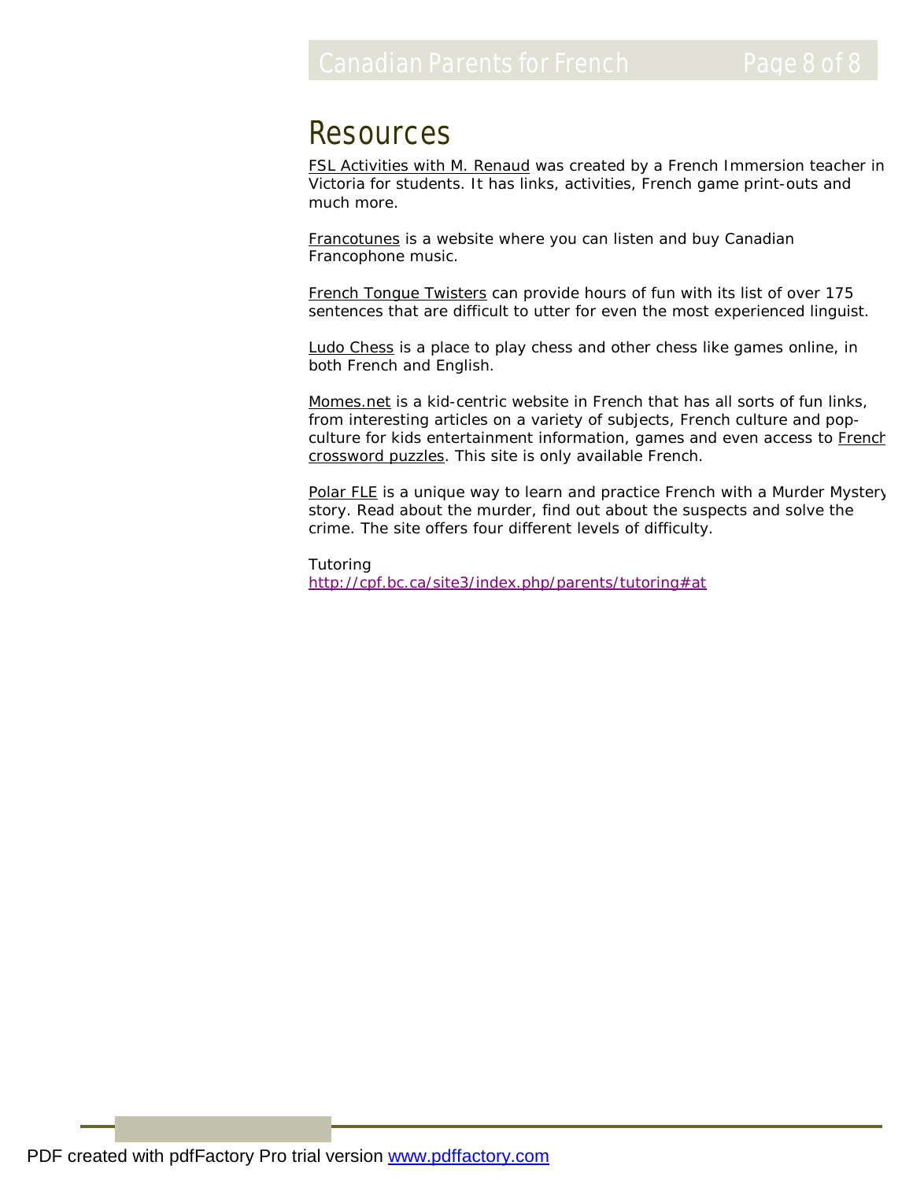# Resources

FSL Activities with M. Renaud was created by a French Immersion teacher in Victoria for students. It has links, activities, French game print-outs and much more.

Francotunes is a website where you can listen and buy Canadian Francophone music.

French Tongue Twisters can provide hours of fun with its list of over 175 sentences that are difficult to utter for even the most experienced linguist.

Ludo Chess is a place to play chess and other chess like games online, in both French and English.

Momes.net is a kid-centric website in French that has all sorts of fun links, from interesting articles on a variety of subjects, French culture and pop-culture for kids entertainment information, games and even access to French crossword puzzles. This site is only available French.

Polar FLE is a unique way to learn and practice French with a Murder Mystery story. Read about the murder, find out about the suspects and solve the crime. The site offers four different levels of difficulty.

Tutoring
http://cpf.bc.ca/site3/index.php/parents/tutoring#at